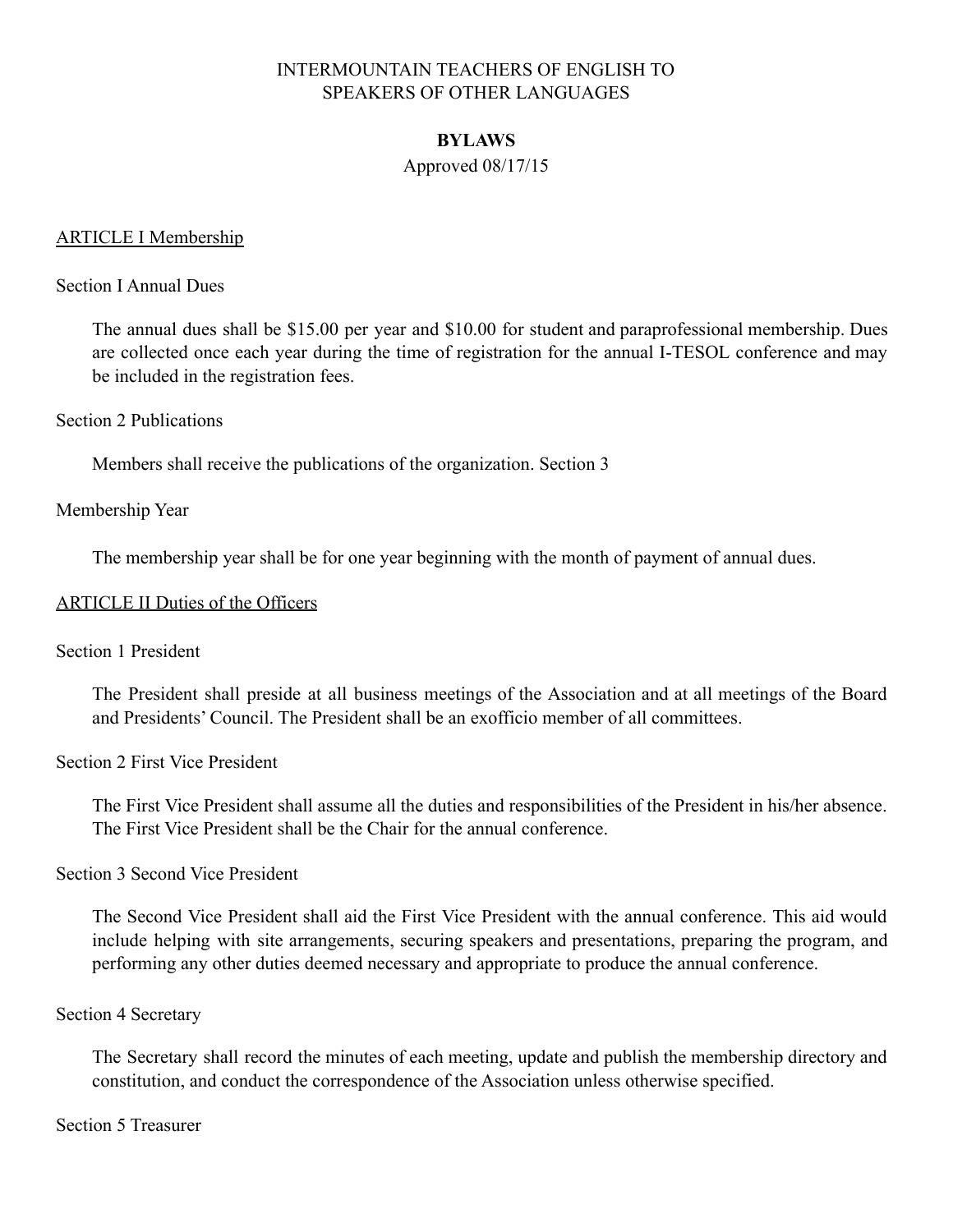INTERMOUNTAIN TEACHERS OF ENGLISH TO SPEAKERS OF OTHER LANGUAGES

# BYLAWS

Approved 08/17/15

## ARTICLE I Membership

### Section I Annual Dues

The annual dues shall be $15.00 per year and $10.00 for student and paraprofessional membership. Dues are collected once each year during the time of registration for the annual I-TESOL conference and may be included in the registration fees.

### Section 2 Publications

Members shall receive the publications of the organization. Section 3

### Membership Year

The membership year shall be for one year beginning with the month of payment of annual dues.

## ARTICLE II Duties of the Officers

### Section 1 President

The President shall preside at all business meetings of the Association and at all meetings of the Board and Presidents' Council. The President shall be an exofficio member of all committees.

### Section 2 First Vice President

The First Vice President shall assume all the duties and responsibilities of the President in his/her absence. The First Vice President shall be the Chair for the annual conference.

### Section 3 Second Vice President

The Second Vice President shall aid the First Vice President with the annual conference. This aid would include helping with site arrangements, securing speakers and presentations, preparing the program, and performing any other duties deemed necessary and appropriate to produce the annual conference.

### Section 4 Secretary

The Secretary shall record the minutes of each meeting, update and publish the membership directory and constitution, and conduct the correspondence of the Association unless otherwise specified.

### Section 5 Treasurer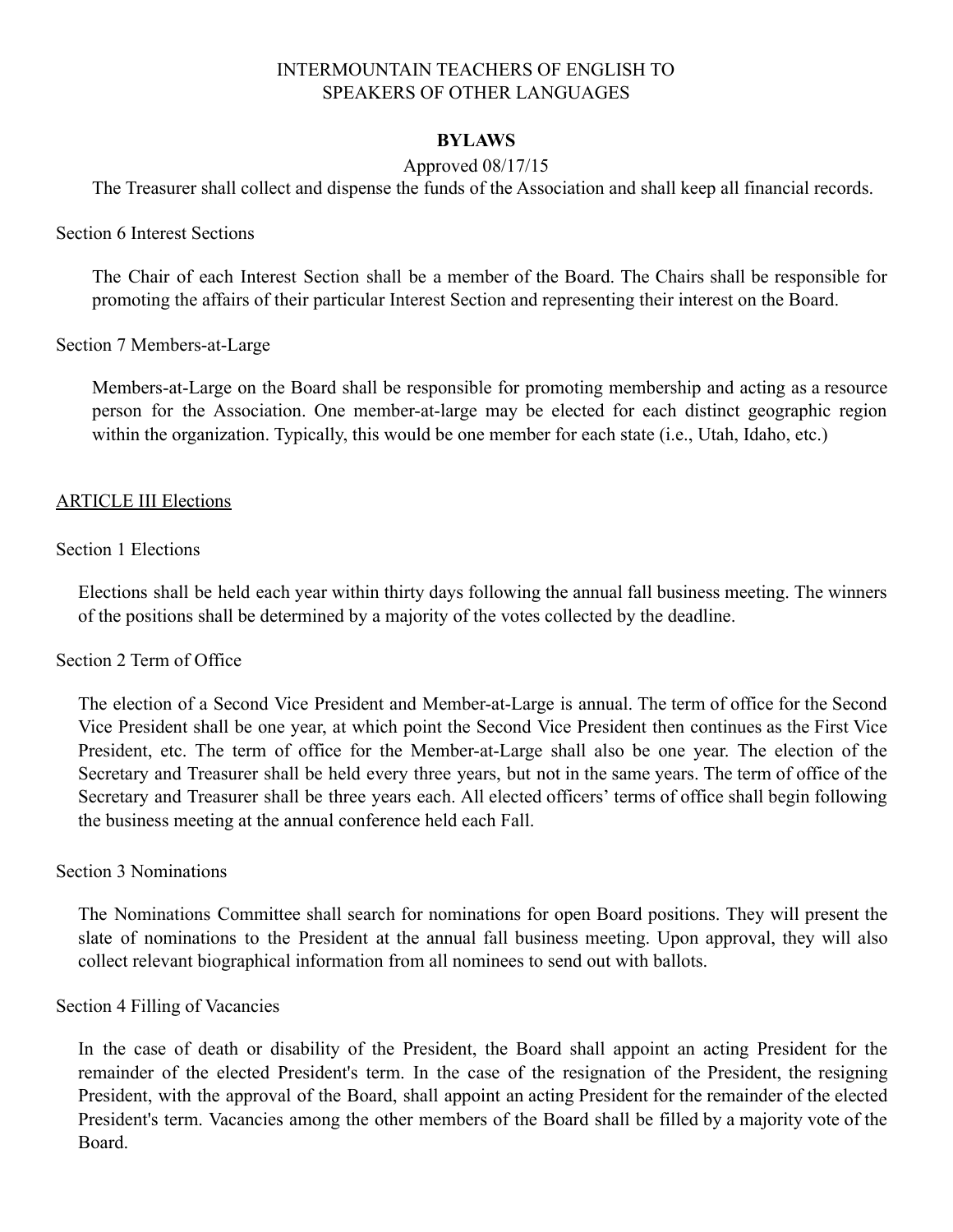INTERMOUNTAIN TEACHERS OF ENGLISH TO SPEAKERS OF OTHER LANGUAGES

**BYLAWS**

Approved 08/17/15

The Treasurer shall collect and dispense the funds of the Association and shall keep all financial records.

Section 6 Interest Sections

The Chair of each Interest Section shall be a member of the Board. The Chairs shall be responsible for promoting the affairs of their particular Interest Section and representing their interest on the Board.

Section 7 Members-at-Large

Members-at-Large on the Board shall be responsible for promoting membership and acting as a resource person for the Association. One member-at-large may be elected for each distinct geographic region within the organization. Typically, this would be one member for each state (i.e., Utah, Idaho, etc.)

<u>ARTICLE III Elections</u>

Section 1 Elections

Elections shall be held each year within thirty days following the annual fall business meeting. The winners of the positions shall be determined by a majority of the votes collected by the deadline.

Section 2 Term of Office

The election of a Second Vice President and Member-at-Large is annual. The term of office for the Second Vice President shall be one year, at which point the Second Vice President then continues as the First Vice President, etc. The term of office for the Member-at-Large shall also be one year. The election of the Secretary and Treasurer shall be held every three years, but not in the same years. The term of office of the Secretary and Treasurer shall be three years each. All elected officers' terms of office shall begin following the business meeting at the annual conference held each Fall.

Section 3 Nominations

The Nominations Committee shall search for nominations for open Board positions. They will present the slate of nominations to the President at the annual fall business meeting. Upon approval, they will also collect relevant biographical information from all nominees to send out with ballots.

Section 4 Filling of Vacancies

In the case of death or disability of the President, the Board shall appoint an acting President for the remainder of the elected President's term. In the case of the resignation of the President, the resigning President, with the approval of the Board, shall appoint an acting President for the remainder of the elected President's term. Vacancies among the other members of the Board shall be filled by a majority vote of the Board.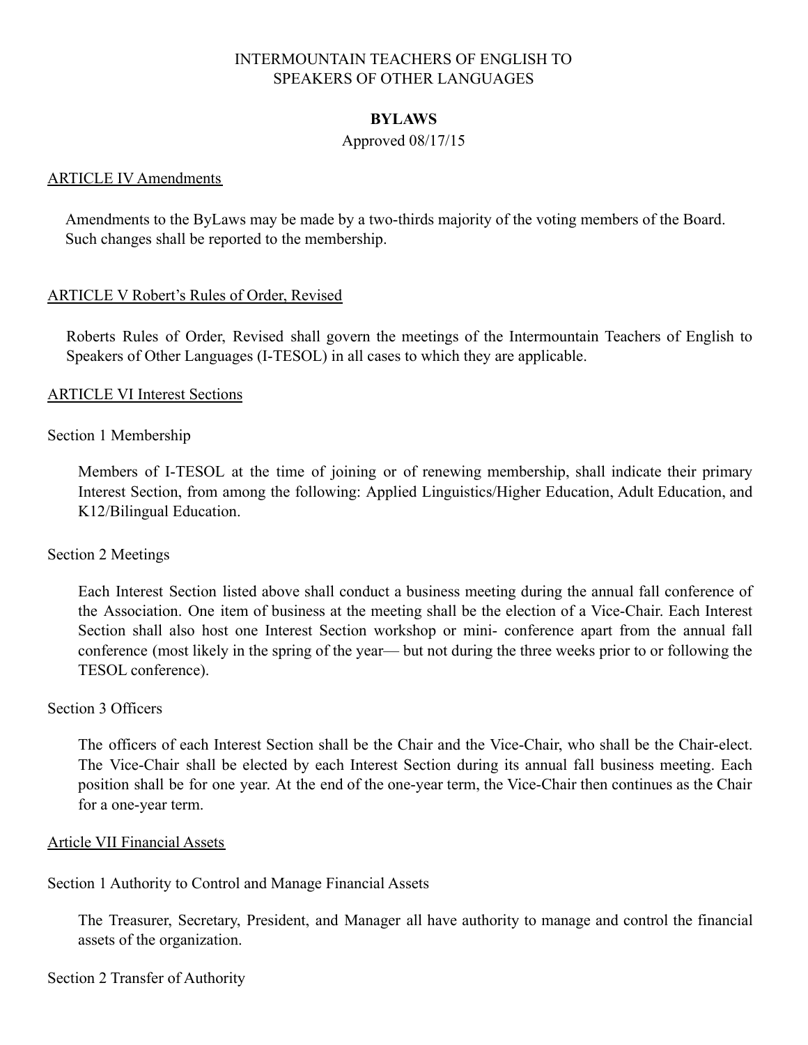INTERMOUNTAIN TEACHERS OF ENGLISH TO SPEAKERS OF OTHER LANGUAGES

**BYLAWS**

Approved 08/17/15

## ARTICLE IV Amendments

Amendments to the ByLaws may be made by a two-thirds majority of the voting members of the Board. Such changes shall be reported to the membership.

## ARTICLE V Robert's Rules of Order, Revised

Roberts Rules of Order, Revised shall govern the meetings of the Intermountain Teachers of English to Speakers of Other Languages (I-TESOL) in all cases to which they are applicable.

## ARTICLE VI Interest Sections

### Section 1 Membership

Members of I-TESOL at the time of joining or of renewing membership, shall indicate their primary Interest Section, from among the following: Applied Linguistics/Higher Education, Adult Education, and K12/Bilingual Education.

### Section 2 Meetings

Each Interest Section listed above shall conduct a business meeting during the annual fall conference of the Association. One item of business at the meeting shall be the election of a Vice-Chair. Each Interest Section shall also host one Interest Section workshop or mini- conference apart from the annual fall conference (most likely in the spring of the year— but not during the three weeks prior to or following the TESOL conference).

### Section 3 Officers

The officers of each Interest Section shall be the Chair and the Vice-Chair, who shall be the Chair-elect. The Vice-Chair shall be elected by each Interest Section during its annual fall business meeting. Each position shall be for one year. At the end of the one-year term, the Vice-Chair then continues as the Chair for a one-year term.

## Article VII Financial Assets

### Section 1 Authority to Control and Manage Financial Assets

The Treasurer, Secretary, President, and Manager all have authority to manage and control the financial assets of the organization.

### Section 2 Transfer of Authority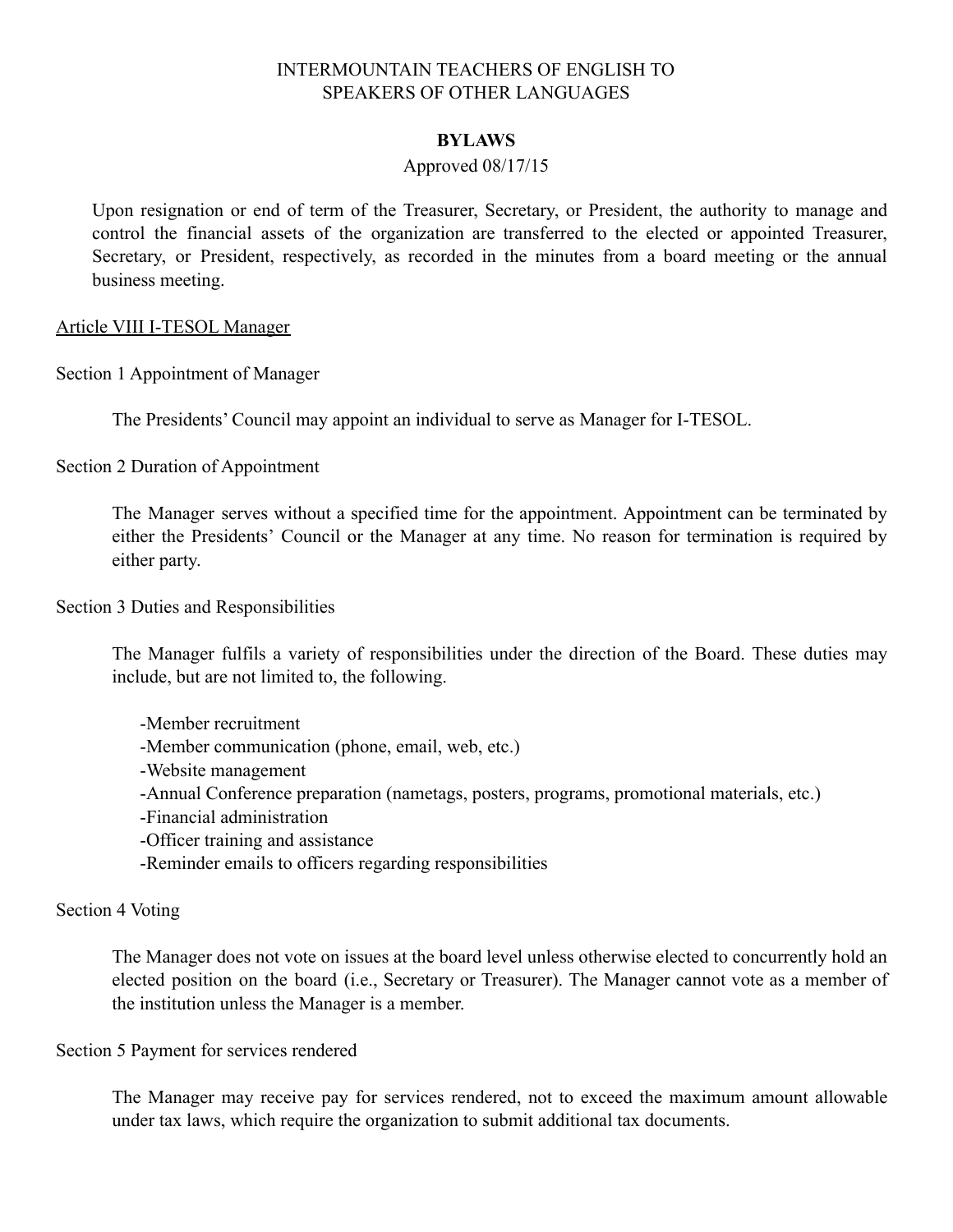Upon resignation or end of term of the Treasurer, Secretary, or President, the authority to manage and control the financial assets of the organization are transferred to the elected or appointed Treasurer, Secretary, or President, respectively, as recorded in the minutes from a board meeting or the annual business meeting.

## Article VIII I-TESOL Manager

### Section 1 Appointment of Manager

The Presidents' Council may appoint an individual to serve as Manager for I-TESOL.

### Section 2 Duration of Appointment

The Manager serves without a specified time for the appointment. Appointment can be terminated by either the Presidents' Council or the Manager at any time. No reason for termination is required by either party.

### Section 3 Duties and Responsibilities

The Manager fulfils a variety of responsibilities under the direction of the Board. These duties may include, but are not limited to, the following.

- Member recruitment
- Member communication (phone, email, web, etc.)
- Website management
- Annual Conference preparation (nametags, posters, programs, promotional materials, etc.)
- Financial administration
- Officer training and assistance
- Reminder emails to officers regarding responsibilities

### Section 4 Voting

The Manager does not vote on issues at the board level unless otherwise elected to concurrently hold an elected position on the board (i.e., Secretary or Treasurer). The Manager cannot vote as a member of the institution unless the Manager is a member.

### Section 5 Payment for services rendered

The Manager may receive pay for services rendered, not to exceed the maximum amount allowable under tax laws, which require the organization to submit additional tax documents.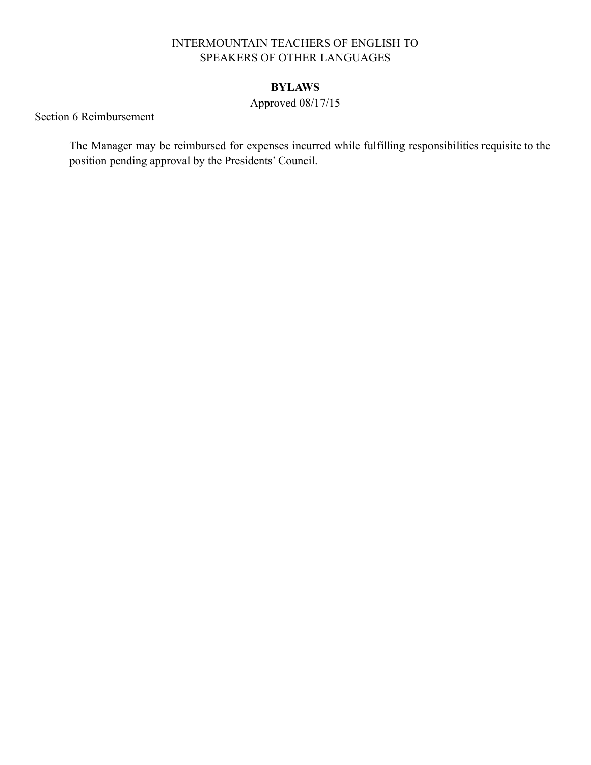Section 6 Reimbursement

The Manager may be reimbursed for expenses incurred while fulfilling responsibilities requisite to the position pending approval by the Presidents' Council.